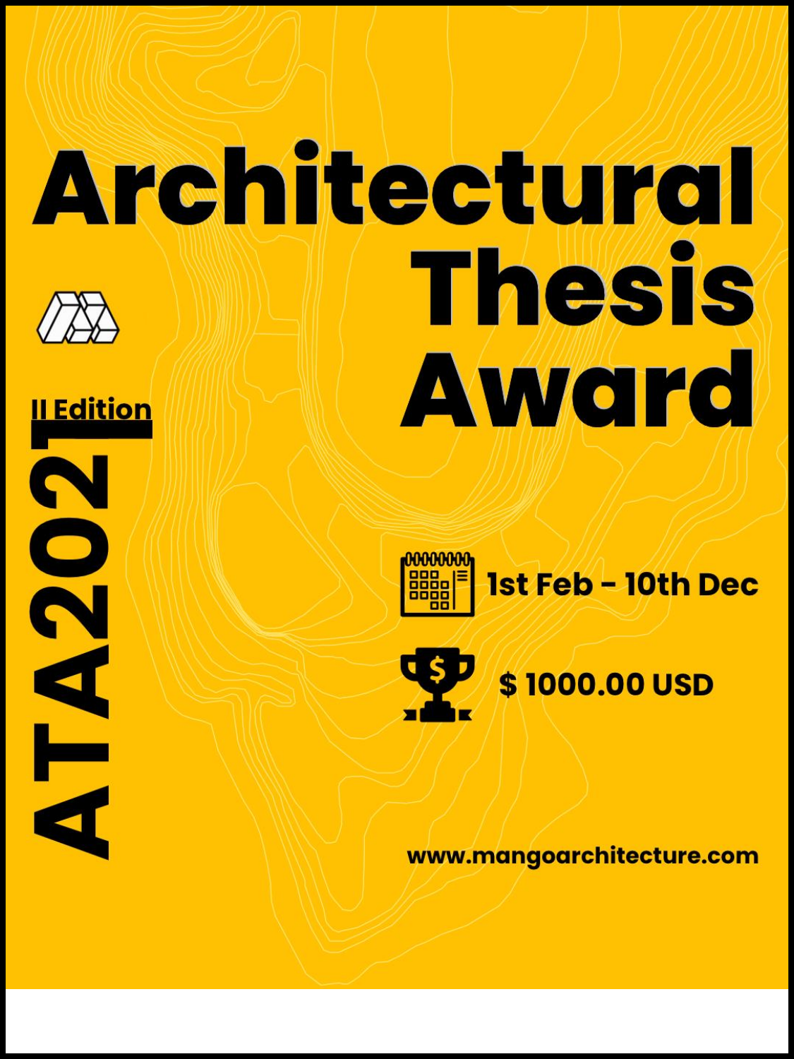# Architectural Thesis Award

II Edition

ATA2021

1st Feb - 10th Dec

$ 1000.00 USD

www.mangoarchitecture.com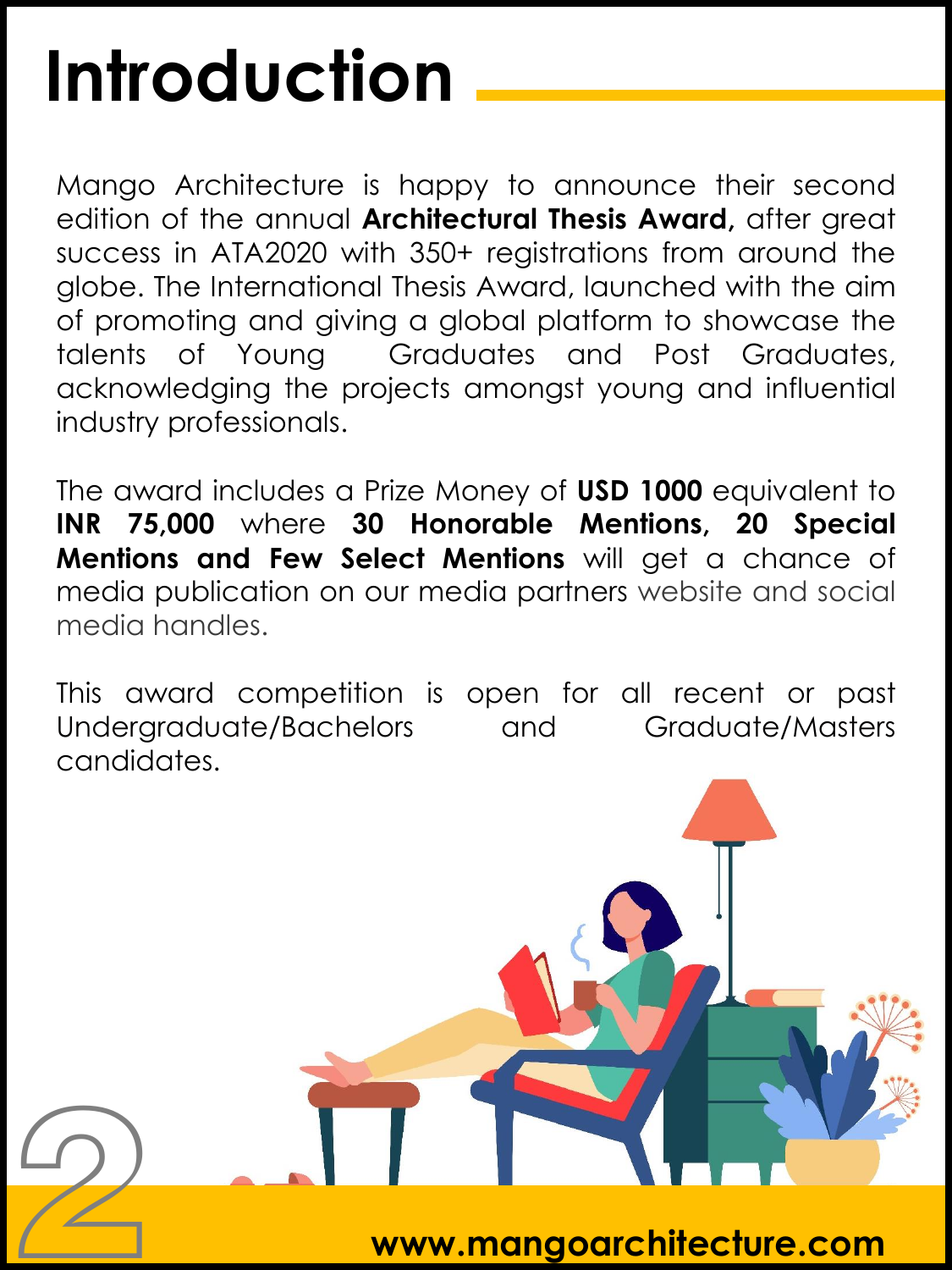# Introduction

Mango Architecture is happy to announce their second edition of the annual **Architectural Thesis Award,** after great success in ATA2020 with 350+ registrations from around the globe. The International Thesis Award, launched with the aim of promoting and giving a global platform to showcase the talents of Young Graduates and Post Graduates, acknowledging the projects amongst young and influential industry professionals.

The award includes a Prize Money of **USD 1000** equivalent to **INR 75,000** where **30 Honorable Mentions, 20 Special Mentions and Few Select Mentions** will get a chance of media publication on our media partners website and social media handles.

This award competition is open for all recent or past Undergraduate/Bachelors and Graduate/Masters candidates.

www.mangoarchitecture.com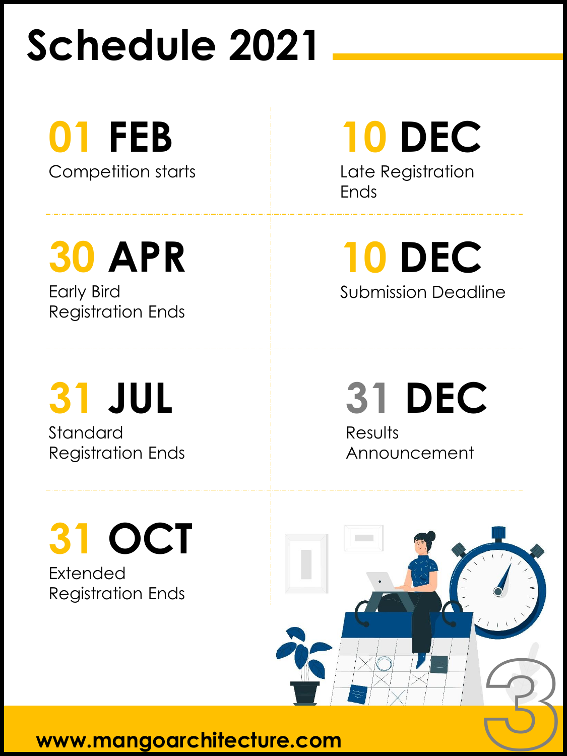# Schedule 2021

**01 FEB**
Competition starts

**30 APR**
Early Bird Registration Ends

**31 JUL**
Standard Registration Ends

**31 OCT**
Extended Registration Ends

**10 DEC**
Late Registration Ends

**10 DEC**
Submission Deadline

**31 DEC**
Results Announcement

www.mangoarchitecture.com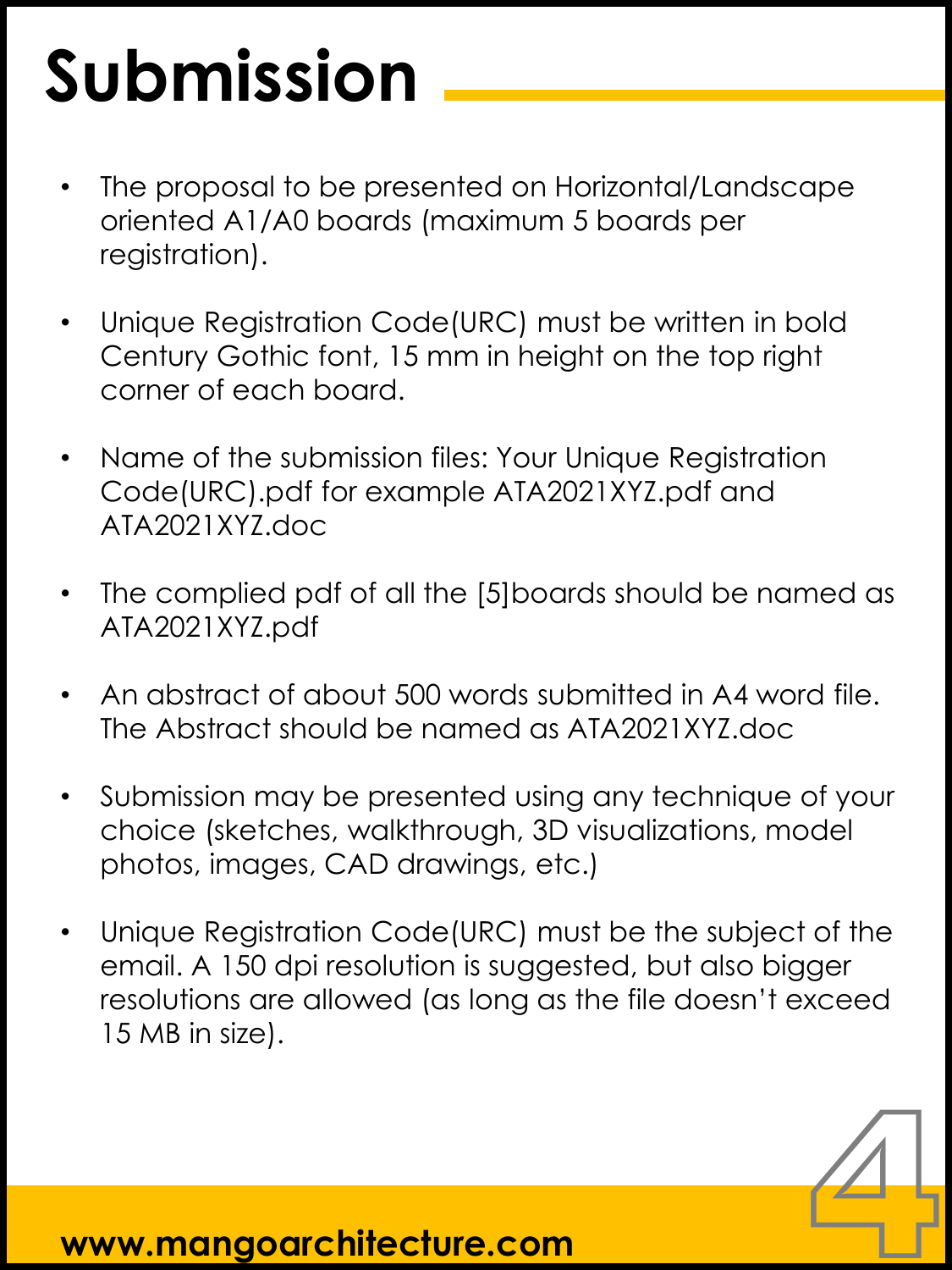# Submission

- The proposal to be presented on Horizontal/Landscape oriented A1/A0 boards (maximum 5 boards per registration).

- Unique Registration Code(URC) must be written in bold Century Gothic font, 15 mm in height on the top right corner of each board.

- Name of the submission files: Your Unique Registration Code(URC).pdf for example ATA2021XYZ.pdf and ATA2021XYZ.doc

- The complied pdf of all the [5]boards should be named as ATA2021XYZ.pdf

- An abstract of about 500 words submitted in A4 word file. The Abstract should be named as ATA2021XYZ.doc

- Submission may be presented using any technique of your choice (sketches, walkthrough, 3D visualizations, model photos, images, CAD drawings, etc.)

- Unique Registration Code(URC) must be the subject of the email. A 150 dpi resolution is suggested, but also bigger resolutions are allowed (as long as the file doesn't exceed 15 MB in size).

**www.mangoarchitecture.com**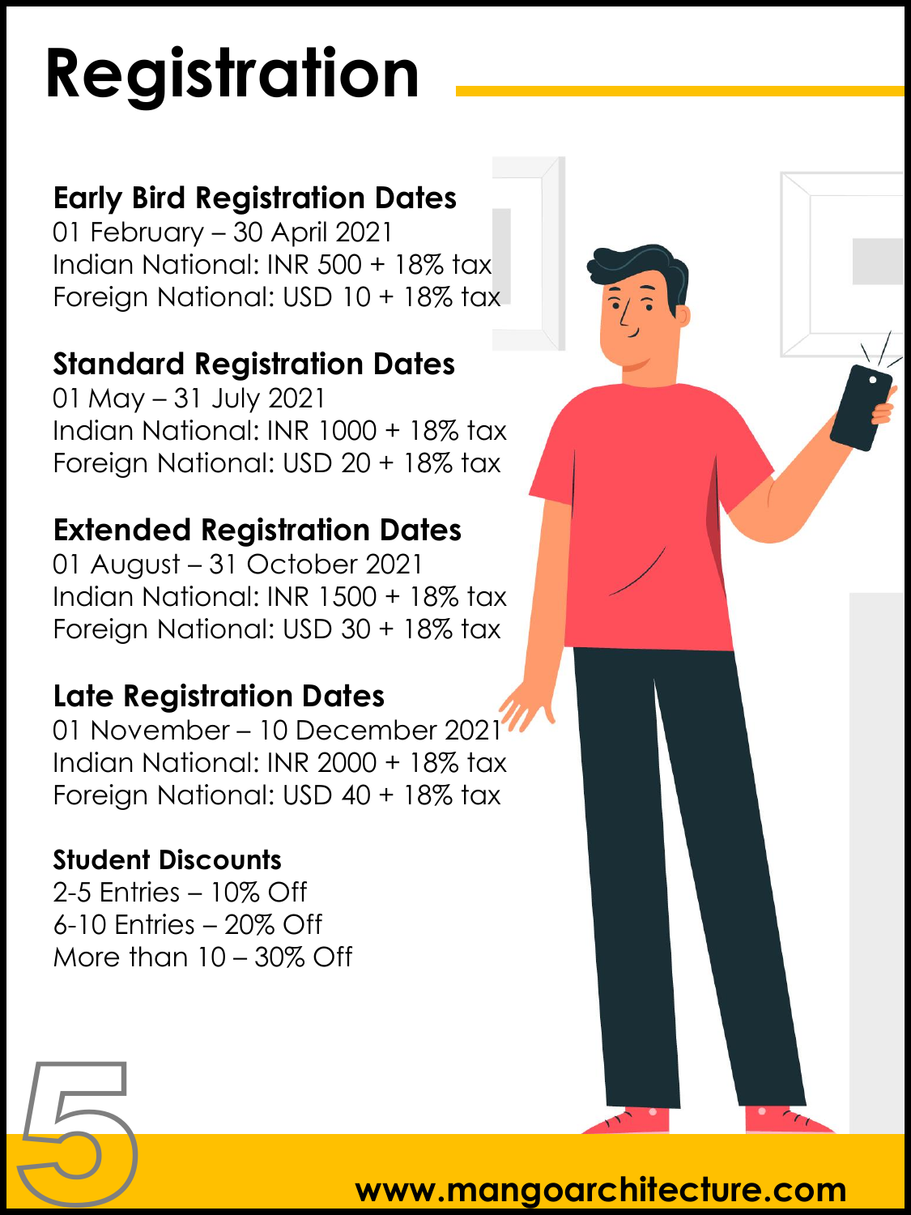# Registration

### Early Bird Registration Dates

01 February – 30 April 2021
Indian National: INR 500 + 18% tax
Foreign National: USD 10 + 18% tax

### Standard Registration Dates

01 May – 31 July 2021
Indian National: INR 1000 + 18% tax
Foreign National: USD 20 + 18% tax

### Extended Registration Dates

01 August – 31 October 2021
Indian National: INR 1500 + 18% tax
Foreign National: USD 30 + 18% tax

### Late Registration Dates

01 November – 10 December 2021
Indian National: INR 2000 + 18% tax
Foreign National: USD 40 + 18% tax

### Student Discounts

2-5 Entries – 10% Off
6-10 Entries – 20% Off
More than 10 – 30% Off

www.mangoarchitecture.com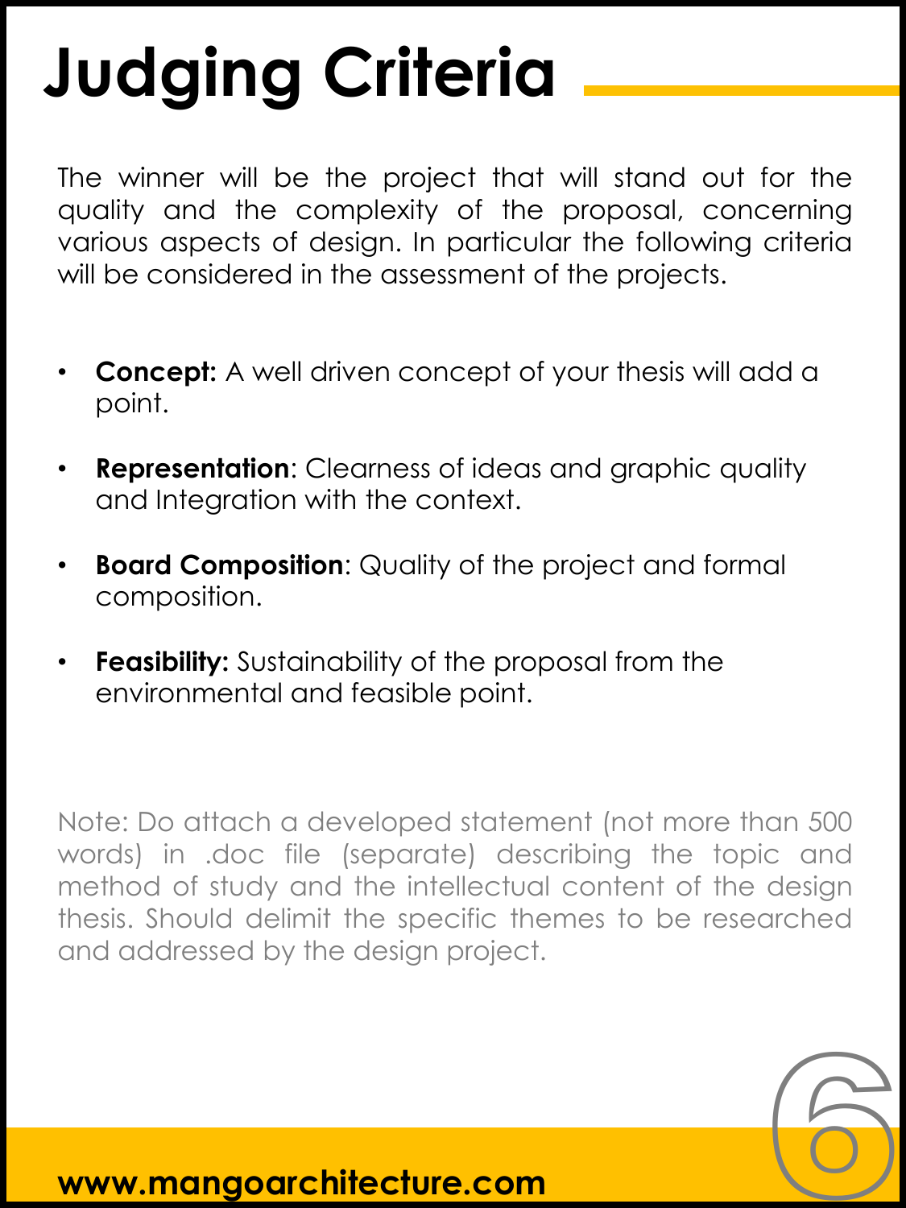# Judging Criteria

The winner will be the project that will stand out for the quality and the complexity of the proposal, concerning various aspects of design. In particular the following criteria will be considered in the assessment of the projects.

- **Concept:** A well driven concept of your thesis will add a point.
- **Representation**: Clearness of ideas and graphic quality and Integration with the context.
- **Board Composition**: Quality of the project and formal composition.
- **Feasibility:** Sustainability of the proposal from the environmental and feasible point.

Note: Do attach a developed statement (not more than 500 words) in .doc file (separate) describing the topic and method of study and the intellectual content of the design thesis. Should delimit the specific themes to be researched and addressed by the design project.

**www.mangoarchitecture.com**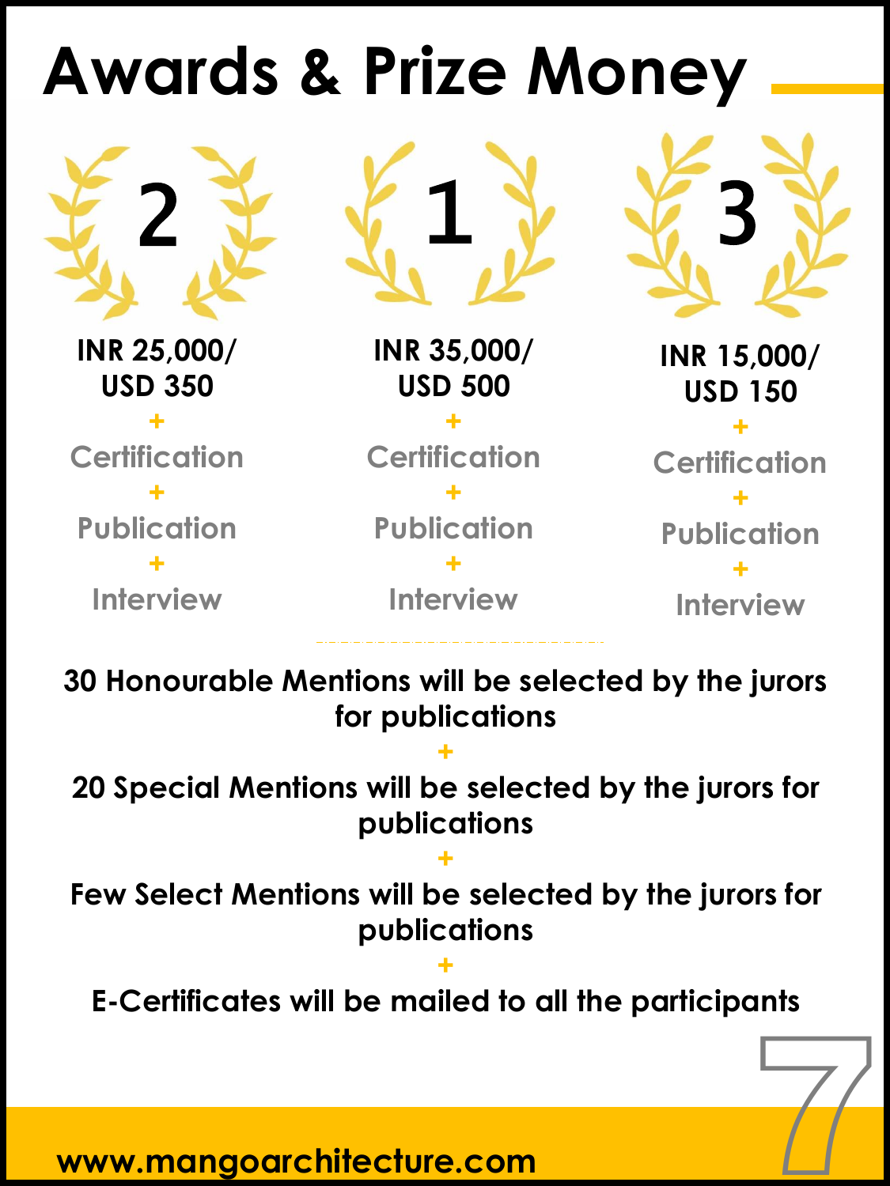# Awards & Prize Money

**2**

**INR 25,000/ USD 350**
+
Certification
+
Publication
+
Interview

**1**

**INR 35,000/ USD 500**
+
Certification
+
Publication
+
Interview

**3**

**INR 15,000/ USD 150**
+
Certification
+
Publication
+
Interview

**30 Honourable Mentions will be selected by the jurors for publications**
+
**20 Special Mentions will be selected by the jurors for publications**
+
**Few Select Mentions will be selected by the jurors for publications**
+
**E-Certificates will be mailed to all the participants**

**www.mangoarchitecture.com**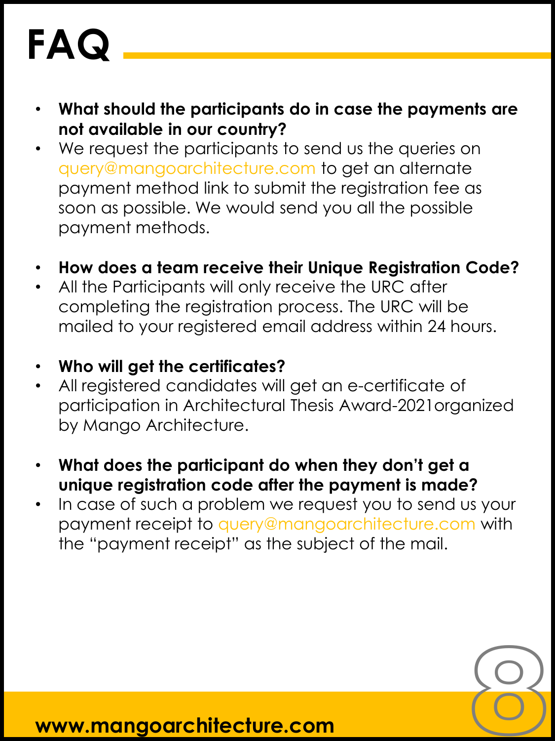# FAQ

- **What should the participants do in case the payments are not available in our country?**
- We request the participants to send us the queries on query@mangoarchitecture.com to get an alternate payment method link to submit the registration fee as soon as possible. We would send you all the possible payment methods.

- **How does a team receive their Unique Registration Code?**
- All the Participants will only receive the URC after completing the registration process. The URC will be mailed to your registered email address within 24 hours.

- **Who will get the certificates?**
- All registered candidates will get an e-certificate of participation in Architectural Thesis Award-2021organized by Mango Architecture.

- **What does the participant do when they don't get a unique registration code after the payment is made?**
- In case of such a problem we request you to send us your payment receipt to query@mangoarchitecture.com with the "payment receipt" as the subject of the mail.

**www.mangoarchitecture.com**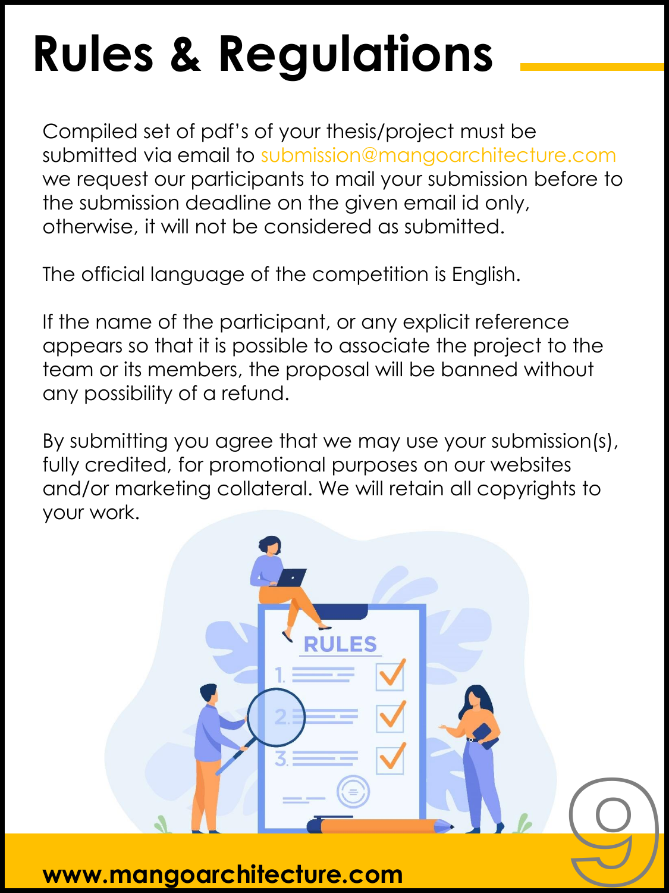# Rules & Regulations

Compiled set of pdf's of your thesis/project must be submitted via email to submission@mangoarchitecture.com we request our participants to mail your submission before to the submission deadline on the given email id only, otherwise, it will not be considered as submitted.

The official language of the competition is English.

If the name of the participant, or any explicit reference appears so that it is possible to associate the project to the team or its members, the proposal will be banned without any possibility of a refund.

By submitting you agree that we may use your submission(s), fully credited, for promotional purposes on our websites and/or marketing collateral. We will retain all copyrights to your work.

www.mangoarchitecture.com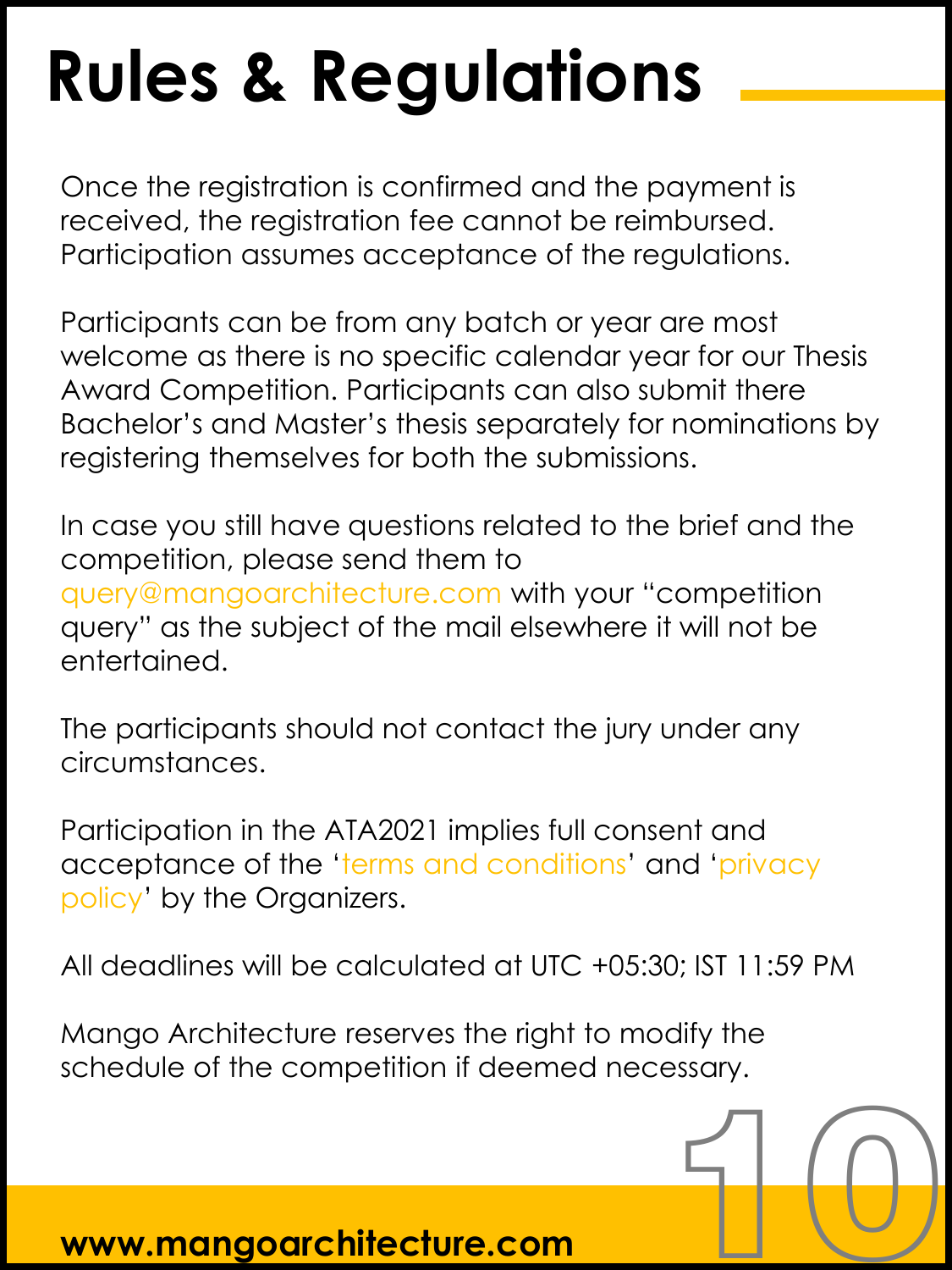# Rules & Regulations

Once the registration is confirmed and the payment is received, the registration fee cannot be reimbursed. Participation assumes acceptance of the regulations.

Participants can be from any batch or year are most welcome as there is no specific calendar year for our Thesis Award Competition. Participants can also submit there Bachelor's and Master's thesis separately for nominations by registering themselves for both the submissions.

In case you still have questions related to the brief and the competition, please send them to query@mangoarchitecture.com with your "competition query" as the subject of the mail elsewhere it will not be entertained.

The participants should not contact the jury under any circumstances.

Participation in the ATA2021 implies full consent and acceptance of the 'terms and conditions' and 'privacy policy' by the Organizers.

All deadlines will be calculated at UTC +05:30; IST 11:59 PM

Mango Architecture reserves the right to modify the schedule of the competition if deemed necessary.

**www.mangoarchitecture.com**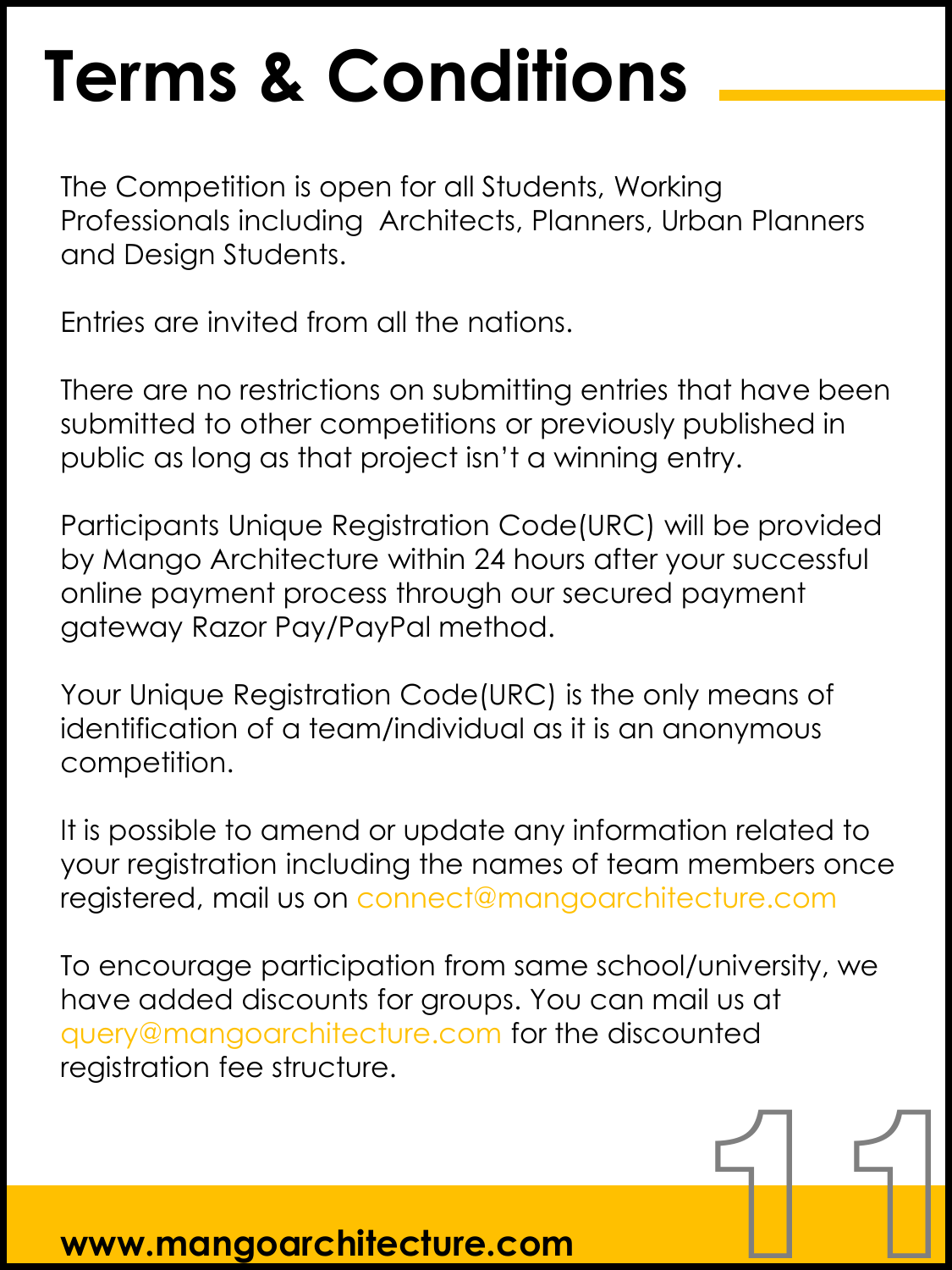# Terms & Conditions

The Competition is open for all Students, Working Professionals including Architects, Planners, Urban Planners and Design Students.

Entries are invited from all the nations.

There are no restrictions on submitting entries that have been submitted to other competitions or previously published in public as long as that project isn't a winning entry.

Participants Unique Registration Code(URC) will be provided by Mango Architecture within 24 hours after your successful online payment process through our secured payment gateway Razor Pay/PayPal method.

Your Unique Registration Code(URC) is the only means of identification of a team/individual as it is an anonymous competition.

It is possible to amend or update any information related to your registration including the names of team members once registered, mail us on connect@mangoarchitecture.com

To encourage participation from same school/university, we have added discounts for groups. You can mail us at query@mangoarchitecture.com for the discounted registration fee structure.

**www.mangoarchitecture.com**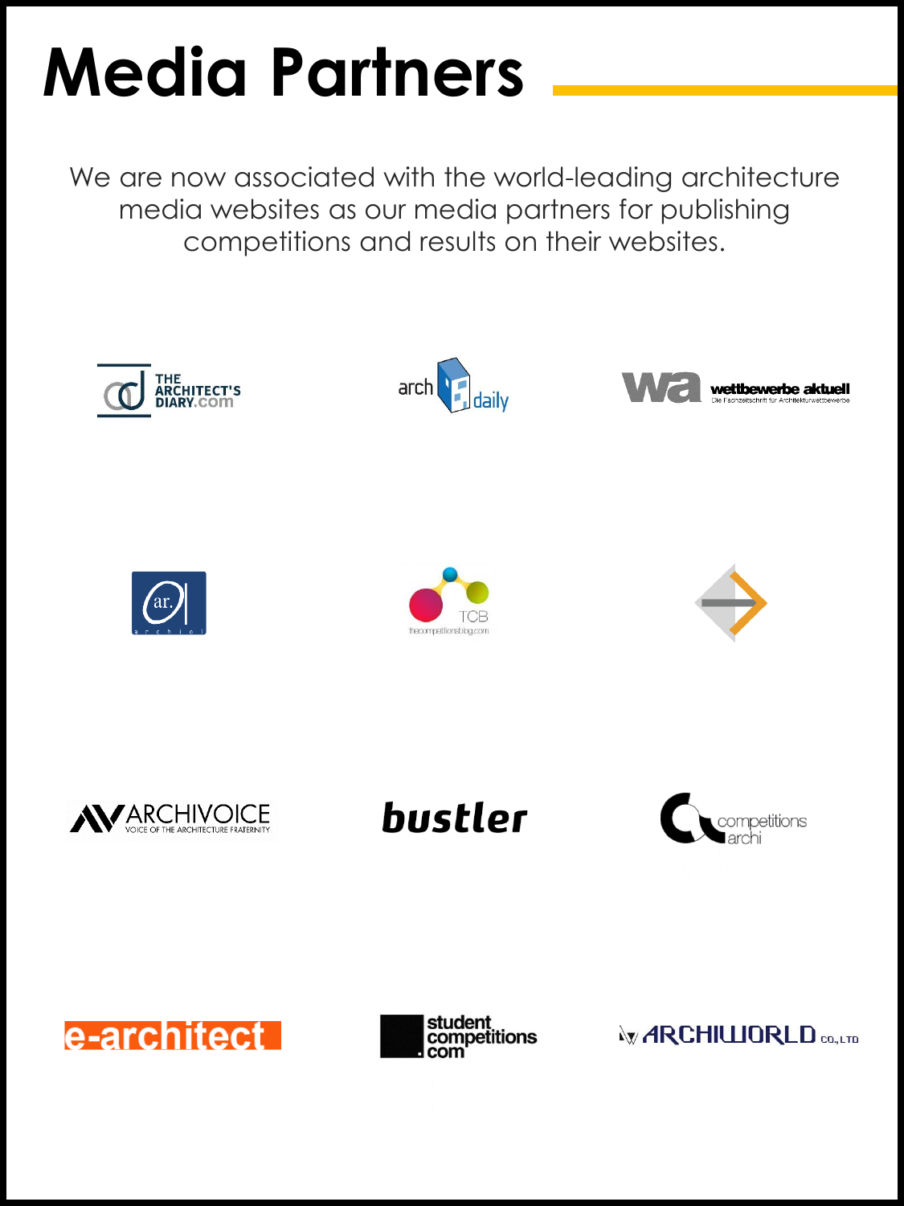# Media Partners

We are now associated with the world-leading architecture media websites as our media partners for publishing competitions and results on their websites.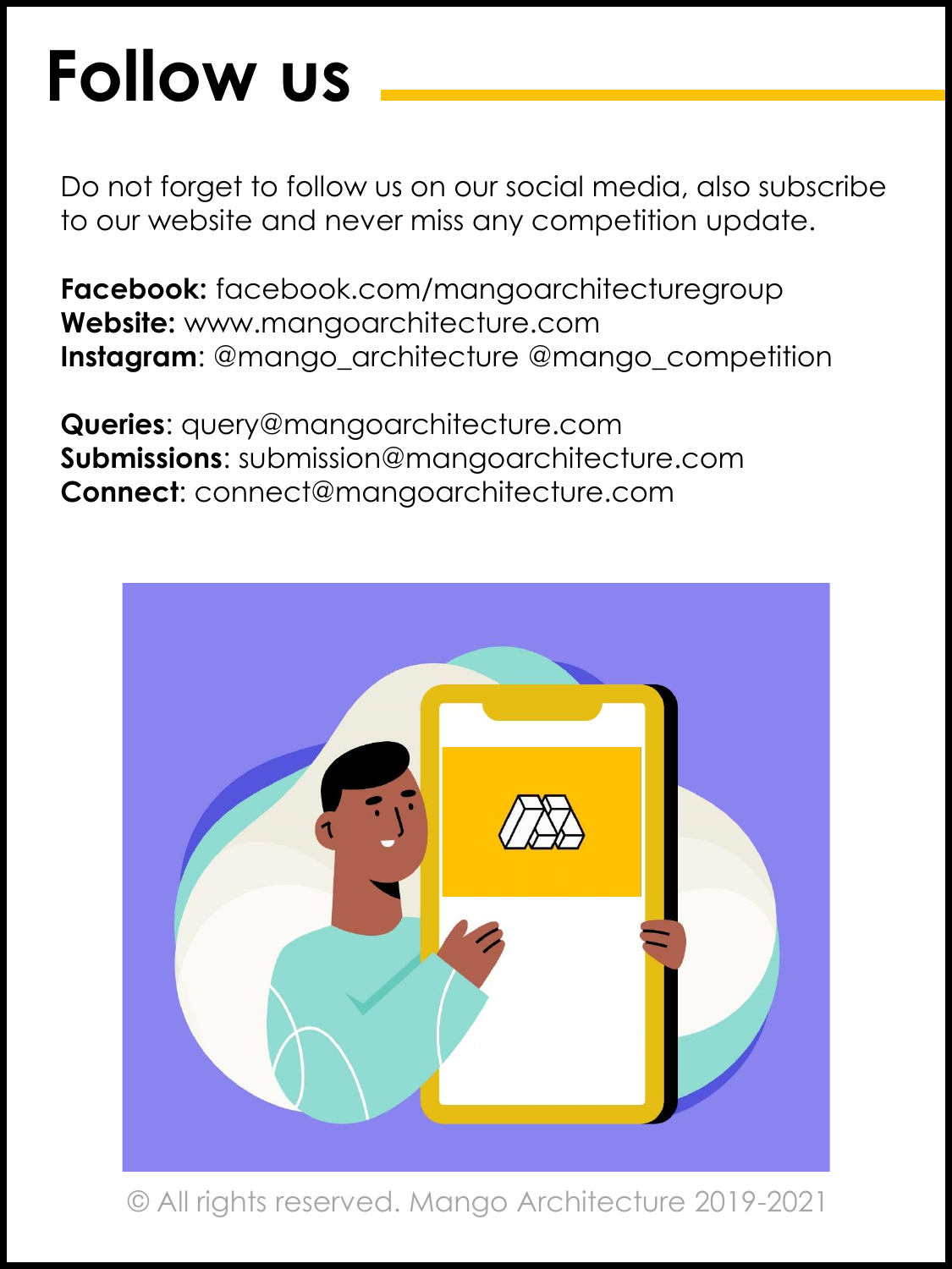# Follow us

Do not forget to follow us on our social media, also subscribe to our website and never miss any competition update.

**Facebook:** facebook.com/mangoarchitecturegroup
**Website:** www.mangoarchitecture.com
**Instagram**: @mango_architecture @mango_competition

**Queries**: query@mangoarchitecture.com
**Submissions**: submission@mangoarchitecture.com
**Connect**: connect@mangoarchitecture.com

© All rights reserved. Mango Architecture 2019-2021